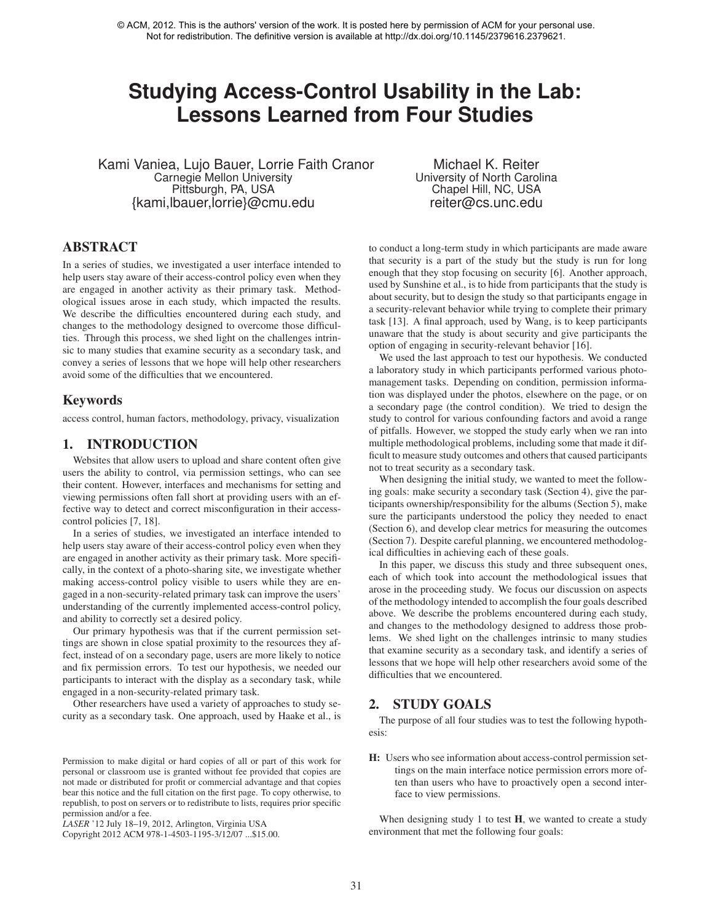© ACM, 2012. This is the authors' version of the work. It is posted here by permission of ACM for your personal use. Not for redistribution. The definitive version is available at http://dx.doi.org/10.1145/2379616.2379621.

# Studying Access-Control Usability in the Lab: Lessons Learned from Four Studies

Kami Vaniea, Lujo Bauer, Lorrie Faith Cranor
Carnegie Mellon University
Pittsburgh, PA, USA
{kami,lbauer,lorrie}@cmu.edu

Michael K. Reiter
University of North Carolina
Chapel Hill, NC, USA
reiter@cs.unc.edu

## ABSTRACT

In a series of studies, we investigated a user interface intended to help users stay aware of their access-control policy even when they are engaged in another activity as their primary task. Methodological issues arose in each study, which impacted the results. We describe the difficulties encountered during each study, and changes to the methodology designed to overcome those difficulties. Through this process, we shed light on the challenges intrinsic to many studies that examine security as a secondary task, and convey a series of lessons that we hope will help other researchers avoid some of the difficulties that we encountered.

## Keywords

access control, human factors, methodology, privacy, visualization

## 1. INTRODUCTION

Websites that allow users to upload and share content often give users the ability to control, via permission settings, who can see their content. However, interfaces and mechanisms for setting and viewing permissions often fall short at providing users with an effective way to detect and correct misconfiguration in their access-control policies [7, 18].

In a series of studies, we investigated an interface intended to help users stay aware of their access-control policy even when they are engaged in a non-security-related primary task. More specifically, in the context of a photo-sharing site, we investigate whether making access-control policy visible to users while they are engaged in a non-security-related primary task can improve the users' understanding of the currently implemented access-control policy, and ability to correctly set a desired policy.

Our primary hypothesis was that if the current permission settings are shown in close spatial proximity to the resources they affect, instead of on a secondary page, users are more likely to notice and fix permission errors. To test our hypothesis, we needed our participants to interact with the display as a secondary task, while engaged in a non-security-related primary task.

Other researchers have used a variety of approaches to study security as a secondary task. One approach, used by Haake et al., is to conduct a long-term study in which participants are made aware that security is a part of the study but the study is run for long enough that they stop focusing on security [6]. Another approach, used by Sunshine et al., is to hide from participants that the study is about security, but to design the study so that participants engage in a security-relevant behavior while trying to complete their primary task [13]. A final approach, used by Wang, is to keep participants unaware that the study is about security and give participants the option of engaging in security-relevant behavior [16].

We used the last approach to test our hypothesis. We conducted a laboratory study in which participants performed various photo-management tasks. Depending on condition, permission information was displayed under the photos, elsewhere on the page, or on a secondary page (the control condition). We tried to design the study to control for various confounding factors and avoid a range of pitfalls. However, we stopped the study early when we ran into multiple methodological problems, including some that made it difficult to measure study outcomes and others that caused participants not to treat security as a secondary task.

When designing the initial study, we wanted to meet the following goals: make security a secondary task (Section 4), give the participants ownership/responsibility for the albums (Section 5), make sure the participants understood the policy they needed to enact (Section 6), and develop clear metrics for measuring the outcomes (Section 7). Despite careful planning, we encountered methodological difficulties in achieving each of these goals.

In this paper, we discuss this study and three subsequent ones, each of which took into account the methodological issues that arose in the proceeding study. We focus our discussion on aspects of the methodology intended to accomplish the four goals described above. We describe the problems encountered during each study, and changes to the methodology designed to address those problems. We shed light on the challenges intrinsic to many studies that examine security as a secondary task, and identify a series of lessons that we hope will help other researchers avoid some of the difficulties that we encountered.

## 2. STUDY GOALS

The purpose of all four studies was to test the following hypothesis:

**H:** Users who see information about access-control permission settings on the main interface notice permission errors more often than users who have to proactively open a second interface to view permissions.

When designing study 1 to test **H**, we wanted to create a study environment that met the following four goals:

Permission to make digital or hard copies of all or part of this work for personal or classroom use is granted without fee provided that copies are not made or distributed for profit or commercial advantage and that copies bear this notice and the full citation on the first page. To copy otherwise, to republish, to post on servers or to redistribute to lists, requires prior specific permission and/or a fee.
*LASER* '12 July 18–19, 2012, Arlington, Virginia USA
Copyright 2012 ACM 978-1-4503-1195-3/12/07 ...$15.00.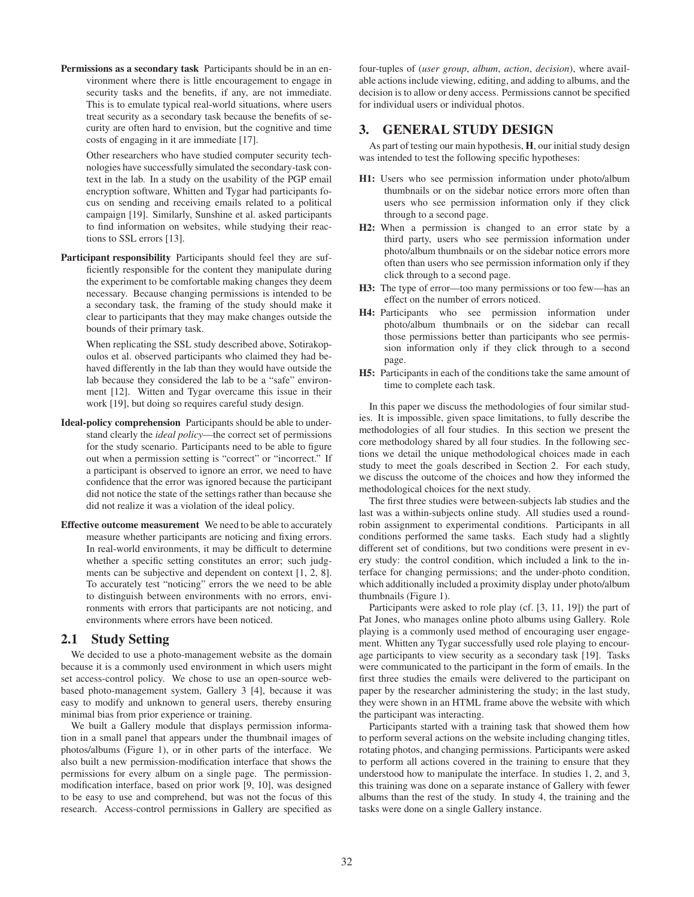**Permissions as a secondary task** Participants should be in an environment where there is little encouragement to engage in security tasks and the benefits, if any, are not immediate. This is to emulate typical real-world situations, where users treat security as a secondary task because the benefits of security are often hard to envision, but the cognitive and time costs of engaging in it are immediate [17].

Other researchers who have studied computer security technologies have successfully simulated the secondary-task context in the lab. In a study on the usability of the PGP email encryption software, Whitten and Tygar had participants focus on sending and receiving emails related to a political campaign [19]. Similarly, Sunshine et al. asked participants to find information on websites, while studying their reactions to SSL errors [13].

**Participant responsibility** Participants should feel they are sufficiently responsible for the content they manipulate during the experiment to be comfortable making changes they deem necessary. Because changing permissions is intended to be a secondary task, the framing of the study should make it clear to participants that they may make changes outside the bounds of their primary task.

When replicating the SSL study described above, Sotirakopoulos et al. observed participants who claimed they had behaved differently in the lab than they would have outside the lab because they considered the lab to be a "safe" environment [12]. Witten and Tygar overcame this issue in their work [19], but doing so requires careful study design.

**Ideal-policy comprehension** Participants should be able to understand clearly the *ideal policy*—the correct set of permissions for the study scenario. Participants need to be able to figure out when a permission setting is "correct" or "incorrect." If a participant is observed to ignore an error, we need to have confidence that the error was ignored because the participant did not notice the state of the settings rather than because she did not realize it was a violation of the ideal policy.

**Effective outcome measurement** We need to be able to accurately measure whether participants are noticing and fixing errors. In real-world environments, it may be difficult to determine whether a specific setting constitutes an error; such judgments can be subjective and dependent on context [1, 2, 8]. To accurately test "noticing" errors the we need to be able to distinguish between environments with no errors, environments with errors that participants are not noticing, and environments where errors have been noticed.

## 2.1 Study Setting

We decided to use a photo-management website as the domain because it is a commonly used environment in which users might set access-control policy. We chose to use an open-source web-based photo-management system, Gallery 3 [4], because it was easy to modify and unknown to general users, thereby ensuring minimal bias from prior experience or training.

We built a Gallery module that displays permission information in a small panel that appears under the thumbnail images of photos/albums (Figure 1), or in other parts of the interface. We also built a new permission-modification interface that shows the permissions for every album on a single page. The permission-modification interface, based on prior work [9, 10], was designed to be easy to use and comprehend, but was not the focus of this research. Access-control permissions in Gallery are specified as four-tuples of (*user group*, *album*, *action*, *decision*), where available actions include viewing, editing, and adding to albums, and the decision is to allow or deny access. Permissions cannot be specified for individual users or individual photos.

# 3. GENERAL STUDY DESIGN

As part of testing our main hypothesis, **H**, our initial study design was intended to test the following specific hypotheses:

- **H1:** Users who see permission information under photo/album thumbnails or on the sidebar notice errors more often than users who see permission information only if they click through to a second page.
- **H2:** When a permission is changed to an error state by a third party, users who see permission information under photo/album thumbnails or on the sidebar notice errors more often than users who see permission information only if they click through to a second page.
- **H3:** The type of error—too many permissions or too few—has an effect on the number of errors noticed.
- **H4:** Participants who see permission information under photo/album thumbnails or on the sidebar can recall those permissions better than participants who see permission information only if they click through to a second page.
- **H5:** Participants in each of the conditions take the same amount of time to complete each task.

In this paper we discuss the methodologies of four similar studies. It is impossible, given space limitations, to fully describe the methodologies of all four studies. In this section we present the core methodology shared by all four studies. In the following sections we detail the unique methodological choices made in each study to meet the goals described in Section 2. For each study, we discuss the outcome of the choices and how they informed the methodological choices for the next study.

The first three studies were between-subjects lab studies and the last was a within-subjects online study. All studies used a round-robin assignment to experimental conditions. Participants in all conditions performed the same tasks. Each study had a slightly different set of conditions, but two conditions were present in every study: the control condition, which included a link to the interface for changing permissions; and the under-photo condition, which additionally included a proximity display under photo/album thumbnails (Figure 1).

Participants were asked to role play (cf. [3, 11, 19]) the part of Pat Jones, who manages online photo albums using Gallery. Role playing is a commonly used method of encouraging user engagement. Whitten any Tygar successfully used role playing to encourage participants to view security as a secondary task [19]. Tasks were communicated to the participant in the form of emails. In the first three studies the emails were delivered to the participant on paper by the researcher administering the study; in the last study, they were shown in an HTML frame above the website with which the participant was interacting.

Participants started with a training task that showed them how to perform several actions on the website including changing titles, rotating photos, and changing permissions. Participants were asked to perform all actions covered in the training to ensure that they understood how to manipulate the interface. In studies 1, 2, and 3, this training was done on a separate instance of Gallery with fewer albums than the rest of the study. In study 4, the training and the tasks were done on a single Gallery instance.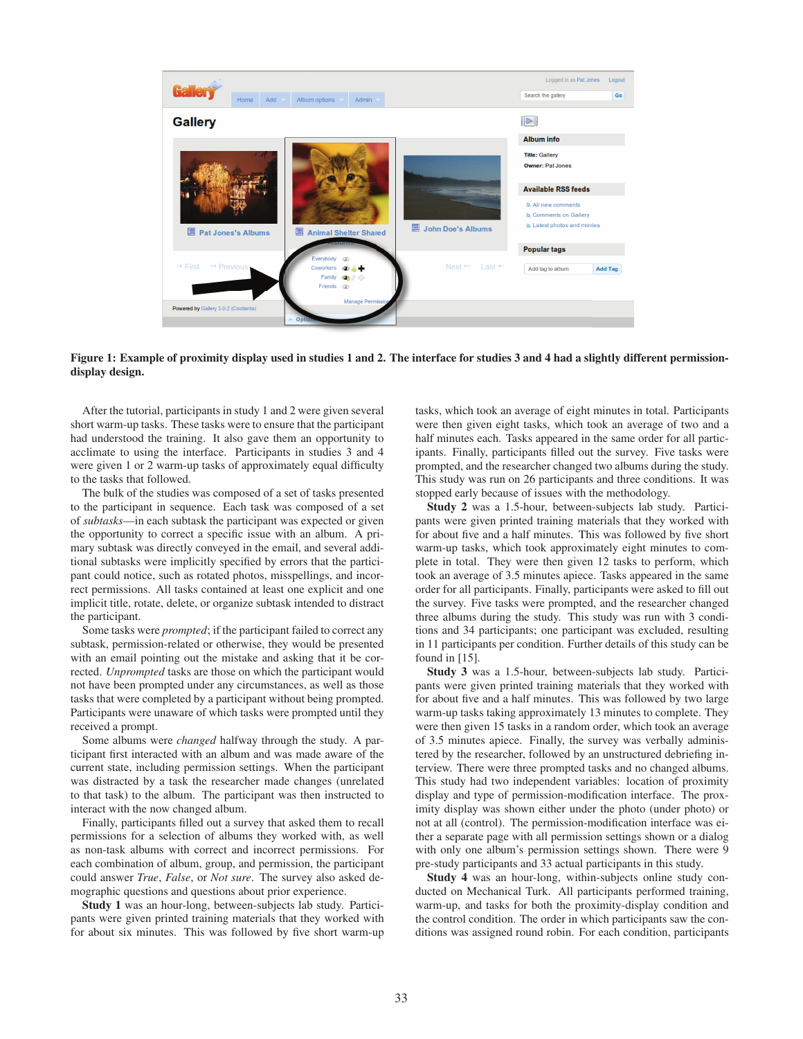**Figure 1: Example of proximity display used in studies 1 and 2. The interface for studies 3 and 4 had a slightly different permission-display design.**

After the tutorial, participants in study 1 and 2 were given several short warm-up tasks. These tasks were to ensure that the participant had understood the training. It also gave them an opportunity to acclimate to using the interface. Participants in studies 3 and 4 were given 1 or 2 warm-up tasks of approximately equal difficulty to the tasks that followed.

The bulk of the studies was composed of a set of tasks presented to the participant in sequence. Each task was composed of a set of *subtasks*—in each subtask the participant was expected or given the opportunity to correct a specific issue with an album. A primary subtask was directly conveyed in the email, and several additional subtasks were implicitly specified by errors that the participant could notice, such as rotated photos, misspellings, and incorrect permissions. All tasks contained at least one explicit and one implicit title, rotate, delete, or organize subtask intended to distract the participant.

Some tasks were *prompted*; if the participant failed to correct any subtask, permission-related or otherwise, they would be presented with an email pointing out the mistake and asking that it be corrected. *Unprompted* tasks are those on which the participant would not have been prompted under any circumstances, as well as those tasks that were completed by a participant without being prompted. Participants were unaware of which tasks were prompted until they received a prompt.

Some albums were *changed* halfway through the study. A participant first interacted with an album and was made aware of the current state, including permission settings. When the participant was distracted by a task the researcher made changes (unrelated to that task) to the album. The participant was then instructed to interact with the now changed album.

Finally, participants filled out a survey that asked them to recall permissions for a selection of albums they worked with, as well as non-task albums with correct and incorrect permissions. For each combination of album, group, and permission, the participant could answer *True*, *False*, or *Not sure*. The survey also asked demographic questions and questions about prior experience.

**Study 1** was an hour-long, between-subjects lab study. Participants were given printed training materials that they worked with for about six minutes. This was followed by five short warm-up tasks, which took an average of eight minutes in total. Participants were then given eight tasks, which took an average of two and a half minutes each. Tasks appeared in the same order for all participants. Finally, participants filled out the survey. Five tasks were prompted, and the researcher changed two albums during the study. This study was run on 26 participants and three conditions. It was stopped early because of issues with the methodology.

**Study 2** was a 1.5-hour, between-subjects lab study. Participants were given printed training materials that they worked with for about five and a half minutes. This was followed by five short warm-up tasks, which took approximately eight minutes to complete in total. They were then given 12 tasks to perform, which took an average of 3.5 minutes apiece. Tasks appeared in the same order for all participants. Finally, participants were asked to fill out the survey. Five tasks were prompted, and the researcher changed three albums during the study. This study was run with 3 conditions and 34 participants; one participant was excluded, resulting in 11 participants per condition. Further details of this study can be found in [15].

**Study 3** was a 1.5-hour, between-subjects lab study. Participants were given printed training materials that they worked with for about five and a half minutes. This was followed by two large warm-up tasks taking approximately 13 minutes to complete. They were then given 15 tasks in a random order, which took an average of 3.5 minutes apiece. Finally, the survey was verbally administered by the researcher, followed by an unstructured debriefing interview. There were three prompted tasks and no changed albums. This study had two independent variables: location of proximity display and type of permission-modification interface. The proximity display was shown either under the photo (under photo) or not at all (control). The permission-modification interface was either a separate page with all permission settings shown or a dialog with only one album's permission settings shown. There were 9 pre-study participants and 33 actual participants in this study.

**Study 4** was an hour-long, within-subjects online study conducted on Mechanical Turk. All participants performed training, warm-up, and tasks for both the proximity-display condition and the control condition. The order in which participants saw the conditions was assigned round robin. For each condition, participants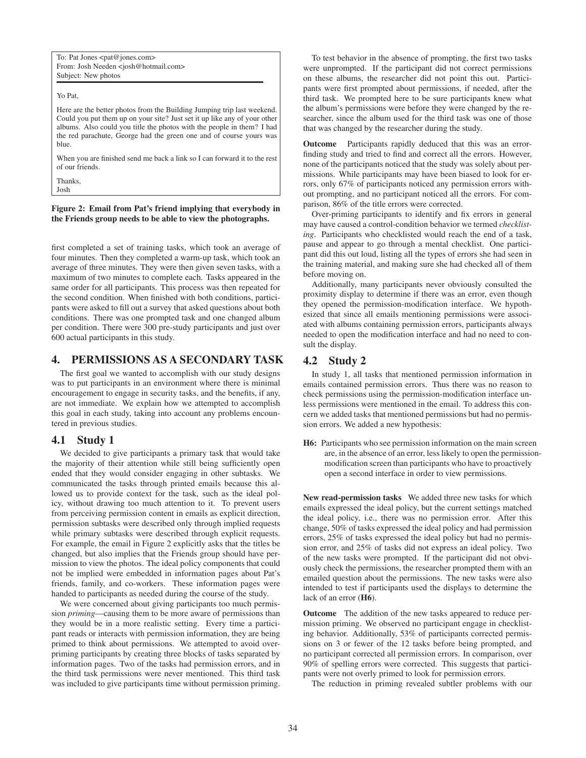To: Pat Jones <pat@jones.com>
From: Josh Needen <josh@hotmail.com>
Subject: New photos

Yo Pat,

Here are the better photos from the Building Jumping trip last weekend. Could you put them up on your site? Just set it up like any of your other albums. Also could you title the photos with the people in them? I had the red parachute, George had the green one and of course yours was blue.

When you are finished send me back a link so I can forward it to the rest of our friends.

Thanks,
Josh

**Figure 2: Email from Pat's friend implying that everybody in the Friends group needs to be able to view the photographs.**

first completed a set of training tasks, which took an average of four minutes. Then they completed a warm-up task, which took an average of three minutes. They were then given seven tasks, with a maximum of two minutes to complete each. Tasks appeared in the same order for all participants. This process was then repeated for the second condition. When finished with both conditions, participants were asked to fill out a survey that asked questions about both conditions. There was one prompted task and one changed album per condition. There were 300 pre-study participants and just over 600 actual participants in this study.

## 4. PERMISSIONS AS A SECONDARY TASK

The first goal we wanted to accomplish with our study designs was to put participants in an environment where there is minimal encouragement to engage in security tasks, and the benefits, if any, are not immediate. We explain how we attempted to accomplish this goal in each study, taking into account any problems encountered in previous studies.

### 4.1 Study 1

We decided to give participants a primary task that would take the majority of their attention while still being sufficiently open ended that they would consider engaging in other subtasks. We communicated the tasks through printed emails because this allowed us to provide context for the task, such as the ideal policy, without drawing too much attention to it. To prevent users from perceiving permission content in emails as explicit direction, permission subtasks were described only through implied requests while primary subtasks were described through explicit requests. For example, the email in Figure 2 explicitly asks that the titles be changed, but also implies that the Friends group should have permission to view the photos. The ideal policy components that could not be implied were embedded in information pages about Pat's friends, family, and co-workers. These information pages were handed to participants as needed during the course of the study.

We were concerned about giving participants too much permission *priming*—causing them to be more aware of permissions than they would be in a more realistic setting. Every time a participant reads or interacts with permission information, they are being primed to think about permissions. We attempted to avoid over-priming participants by creating three blocks of tasks separated by information pages. Two of the tasks had permission errors, and in the third task permissions were never mentioned. This third task was included to give participants time without permission priming.

To test behavior in the absence of prompting, the first two tasks were unprompted. If the participant did not correct permissions on these albums, the researcher did not point this out. Participants were first prompted about permissions, if needed, after the third task. We prompted here to be sure participants knew what the album's permissions were before they were changed by the researcher, since the album used for the third task was one of those that was changed by the researcher during the study.

**Outcome** Participants rapidly deduced that this was an error-finding study and tried to find and correct all the errors. However, none of the participants noticed that the study was solely about permissions. While participants may have been biased to look for errors, only 67% of participants noticed any permission errors without prompting, and no participant noticed all the errors. For comparison, 86% of the title errors were corrected.

Over-priming participants to identify and fix errors in general may have caused a control-condition behavior we termed *checklisting*. Participants who checklisted would reach the end of a task, pause and appear to go through a mental checklist. One participant did this out loud, listing all the types of errors she had seen in the training material, and making sure she had checked all of them before moving on.

Additionally, many participants never obviously consulted the proximity display to determine if there was an error, even though they opened the permission-modification interface. We hypothesized that since all emails mentioning permissions were associated with albums containing permission errors, participants always needed to open the modification interface and had no need to consult the display.

### 4.2 Study 2

In study 1, all tasks that mentioned permission information in emails contained permission errors. Thus there was no reason to check permissions using the permission-modification interface unless permissions were mentioned in the email. To address this concern we added tasks that mentioned permissions but had no permission errors. We added a new hypothesis:

**H6:** Participants who see permission information on the main screen are, in the absence of an error, less likely to open the permission-modification screen than participants who have to proactively open a second interface in order to view permissions.

**New read-permission tasks** We added three new tasks for which emails expressed the ideal policy, but the current settings matched the ideal policy, i.e., there was no permission error. After this change, 50% of tasks expressed the ideal policy and had permission errors, 25% of tasks expressed the ideal policy but had no permission error, and 25% of tasks did not express an ideal policy. Two of the new tasks were prompted. If the participant did not obviously check the permissions, the researcher prompted them with an emailed question about the permissions. The new tasks were also intended to test if participants used the displays to determine the lack of an error (**H6**).

**Outcome** The addition of the new tasks appeared to reduce permission priming. We observed no participant engage in checklisting behavior. Additionally, 53% of participants corrected permissions on 3 or fewer of the 12 tasks before being prompted, and no participant corrected all permission errors. In comparison, over 90% of spelling errors were corrected. This suggests that participants were not overly primed to look for permission errors.

The reduction in priming revealed subtler problems with our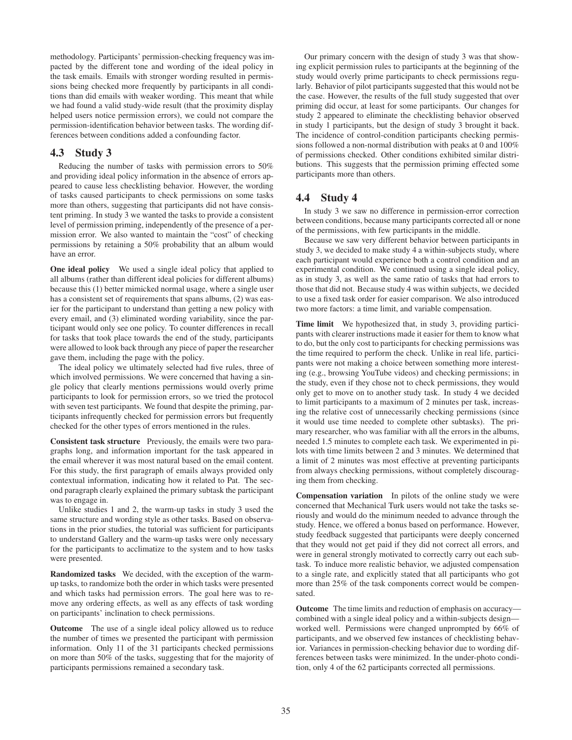methodology. Participants' permission-checking frequency was impacted by the different tone and wording of the ideal policy in the task emails. Emails with stronger wording resulted in permissions being checked more frequently by participants in all conditions than did emails with weaker wording. This meant that while we had found a valid study-wide result (that the proximity display helped users notice permission errors), we could not compare the permission-identification behavior between tasks. The wording differences between conditions added a confounding factor.

## 4.3 Study 3

Reducing the number of tasks with permission errors to 50% and providing ideal policy information in the absence of errors appeared to cause less checklisting behavior. However, the wording of tasks caused participants to check permissions on some tasks more than others, suggesting that participants did not have consistent priming. In study 3 we wanted the tasks to provide a consistent level of permission priming, independently of the presence of a permission error. We also wanted to maintain the "cost" of checking permissions by retaining a 50% probability that an album would have an error.

**One ideal policy** We used a single ideal policy that applied to all albums (rather than different ideal policies for different albums) because this (1) better mimicked normal usage, where a single user has a consistent set of requirements that spans albums, (2) was easier for the participant to understand than getting a new policy with every email, and (3) eliminated wording variability, since the participant would only see one policy. To counter differences in recall for tasks that took place towards the end of the study, participants were allowed to look back through any piece of paper the researcher gave them, including the page with the policy.

The ideal policy we ultimately selected had five rules, three of which involved permissions. We were concerned that having a single policy that clearly mentions permissions would overly prime participants to look for permission errors, so we tried the protocol with seven test participants. We found that despite the priming, participants infrequently checked for permission errors but frequently checked for the other types of errors mentioned in the rules.

**Consistent task structure** Previously, the emails were two paragraphs long, and information important for the task appeared in the email wherever it was most natural based on the email content. For this study, the first paragraph of emails always provided only contextual information, indicating how it related to Pat. The second paragraph clearly explained the primary subtask the participant was to engage in.

Unlike studies 1 and 2, the warm-up tasks in study 3 used the same structure and wording style as other tasks. Based on observations in the prior studies, the tutorial was sufficient for participants to understand Gallery and the warm-up tasks were only necessary for the participants to acclimatize to the system and to how tasks were presented.

**Randomized tasks** We decided, with the exception of the warm-up tasks, to randomize both the order in which tasks were presented and which tasks had permission errors. The goal here was to remove any ordering effects, as well as any effects of task wording on participants' inclination to check permissions.

**Outcome** The use of a single ideal policy allowed us to reduce the number of times we presented the participant with permission information. Only 11 of the 31 participants checked permissions on more than 50% of the tasks, suggesting that for the majority of participants permissions remained a secondary task.

Our primary concern with the design of study 3 was that showing explicit permission rules to participants at the beginning of the study would overly prime participants to check permissions regularly. Behavior of pilot participants suggested that this would not be the case. However, the results of the full study suggested that over priming did occur, at least for some participants. Our changes for study 2 appeared to eliminate the checklisting behavior observed in study 1 participants, but the design of study 3 brought it back. The incidence of control-condition participants checking permissions followed a non-normal distribution with peaks at 0 and 100% of permissions checked. Other conditions exhibited similar distributions. This suggests that the permission priming effected some participants more than others.

## 4.4 Study 4

In study 3 we saw no difference in permission-error correction between conditions, because many participants corrected all or none of the permissions, with few participants in the middle.

Because we saw very different behavior between participants in study 3, we decided to make study 4 a within-subjects study, where each participant would experience both a control condition and an experimental condition. We continued using a single ideal policy, as in study 3, as well as the same ratio of tasks that had errors to those that did not. Because study 4 was within subjects, we decided to use a fixed task order for easier comparison. We also introduced two more factors: a time limit, and variable compensation.

**Time limit** We hypothesized that, in study 3, providing participants with clearer instructions made it easier for them to know what to do, but the only cost to participants for checking permissions was the time required to perform the check. Unlike in real life, participants were not making a choice between something more interesting (e.g., browsing YouTube videos) and checking permissions; in the study, even if they chose not to check permissions, they would only get to move on to another study task. In study 4 we decided to limit participants to a maximum of 2 minutes per task, increasing the relative cost of unnecessarily checking permissions (since it would use time needed to complete other subtasks). The primary researcher, who was familiar with all the errors in the albums, needed 1.5 minutes to complete each task. We experimented in pilots with time limits between 2 and 3 minutes. We determined that a limit of 2 minutes was most effective at preventing participants from always checking permissions, without completely discouraging them from checking.

**Compensation variation** In pilots of the online study we were concerned that Mechanical Turk users would not take the tasks seriously and would do the minimum needed to advance through the study. Hence, we offered a bonus based on performance. However, study feedback suggested that participants were deeply concerned that they would not get paid if they did not correct all errors, and were in general strongly motivated to correctly carry out each subtask. To induce more realistic behavior, we adjusted compensation to a single rate, and explicitly stated that all participants who got more than 25% of the task components correct would be compensated.

**Outcome** The time limits and reduction of emphasis on accuracy—combined with a single ideal policy and a within-subjects design—worked well. Permissions were changed unprompted by 66% of participants, and we observed few instances of checklisting behavior. Variances in permission-checking behavior due to wording differences between tasks were minimized. In the under-photo condition, only 4 of the 62 participants corrected all permissions.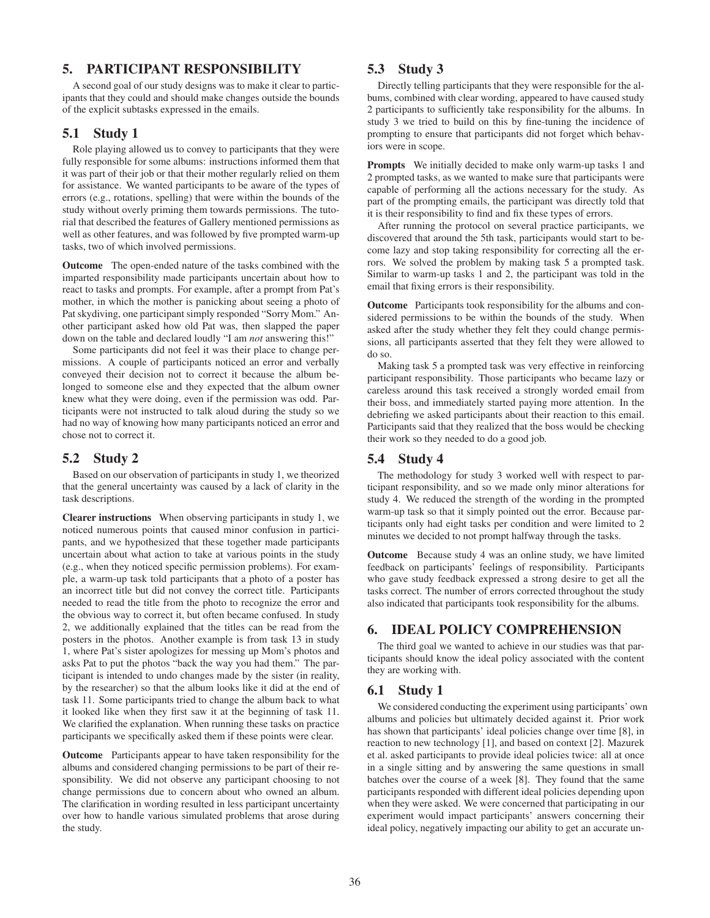## 5. PARTICIPANT RESPONSIBILITY

A second goal of our study designs was to make it clear to participants that they could and should make changes outside the bounds of the explicit subtasks expressed in the emails.

### 5.1 Study 1

Role playing allowed us to convey to participants that they were fully responsible for some albums: instructions informed them that it was part of their job or that their mother regularly relied on them for assistance. We wanted participants to be aware of the types of errors (e.g., rotations, spelling) that were within the bounds of the study without overly priming them towards permissions. The tutorial that described the features of Gallery mentioned permissions as well as other features, and was followed by five prompted warm-up tasks, two of which involved permissions.

**Outcome** The open-ended nature of the tasks combined with the imparted responsibility made participants uncertain about how to react to tasks and prompts. For example, after a prompt from Pat's mother, in which the mother is panicking about seeing a photo of Pat skydiving, one participant simply responded "Sorry Mom." Another participant asked how old Pat was, then slapped the paper down on the table and declared loudly "I am *not* answering this!"

Some participants did not feel it was their place to change permissions. A couple of participants noticed an error and verbally conveyed their decision not to correct it because the album belonged to someone else and they expected that the album owner knew what they were doing, even if the permission was odd. Participants were not instructed to talk aloud during the study so we had no way of knowing how many participants noticed an error and chose not to correct it.

### 5.2 Study 2

Based on our observation of participants in study 1, we theorized that the general uncertainty was caused by a lack of clarity in the task descriptions.

**Clearer instructions** When observing participants in study 1, we noticed numerous points that caused minor confusion in participants, and we hypothesized that these together made participants uncertain about what action to take at various points in the study (e.g., when they noticed specific permission problems). For example, a warm-up task told participants that a photo of a poster has an incorrect title but did not convey the correct title. Participants needed to read the title from the photo to recognize the error and the obvious way to correct it, but often became confused. In study 2, we additionally explained that the titles can be read from the posters in the photos. Another example is from task 13 in study 1, where Pat's sister apologizes for messing up Mom's photos and asks Pat to put the photos "back the way you had them." The participant is intended to undo changes made by the sister (in reality, by the researcher) so that the album looks like it did at the end of task 11. Some participants tried to change the album back to what it looked like when they first saw it at the beginning of task 11. We clarified the explanation. When running these tasks on practice participants we specifically asked them if these points were clear.

**Outcome** Participants appear to have taken responsibility for the albums and considered changing permissions to be part of their responsibility. We did not observe any participant choosing to not change permissions due to concern about who owned an album. The clarification in wording resulted in less participant uncertainty over how to handle various simulated problems that arose during the study.

### 5.3 Study 3

Directly telling participants that they were responsible for the albums, combined with clear wording, appeared to have caused study 2 participants to sufficiently take responsibility for the albums. In study 3 we tried to build on this by fine-tuning the incidence of prompting to ensure that participants did not forget which behaviors were in scope.

**Prompts** We initially decided to make only warm-up tasks 1 and 2 prompted tasks, as we wanted to make sure that participants were capable of performing all the actions necessary for the study. As part of the prompting emails, the participant was directly told that it is their responsibility to find and fix these types of errors.

After running the protocol on several practice participants, we discovered that around the 5th task, participants would start to become lazy and stop taking responsibility for correcting all the errors. We solved the problem by making task 5 a prompted task. Similar to warm-up tasks 1 and 2, the participant was told in the email that fixing errors is their responsibility.

**Outcome** Participants took responsibility for the albums and considered permissions to be within the bounds of the study. When asked after the study whether they felt they could change permissions, all participants asserted that they felt they were allowed to do so.

Making task 5 a prompted task was very effective in reinforcing participant responsibility. Those participants who became lazy or careless around this task received a strongly worded email from their boss, and immediately started paying more attention. In the debriefing we asked participants about their reaction to this email. Participants said that they realized that the boss would be checking their work so they needed to do a good job.

### 5.4 Study 4

The methodology for study 3 worked well with respect to participant responsibility, and so we made only minor alterations for study 4. We reduced the strength of the wording in the prompted warm-up task so that it simply pointed out the error. Because participants only had eight tasks per condition and were limited to 2 minutes we decided to not prompt halfway through the tasks.

**Outcome** Because study 4 was an online study, we have limited feedback on participants' feelings of responsibility. Participants who gave study feedback expressed a strong desire to get all the tasks correct. The number of errors corrected throughout the study also indicated that participants took responsibility for the albums.

## 6. IDEAL POLICY COMPREHENSION

The third goal we wanted to achieve in our studies was that participants should know the ideal policy associated with the content they are working with.

### 6.1 Study 1

We considered conducting the experiment using participants' own albums and policies but ultimately decided against it. Prior work has shown that participants' ideal policies change over time [8], in reaction to new technology [1], and based on context [2]. Mazurek et al. asked participants to provide ideal policies twice: all at once in a single sitting and by answering the same questions in small batches over the course of a week [8]. They found that the same participants responded with different ideal policies depending upon when they were asked. We were concerned that participating in our experiment would impact participants' answers concerning their ideal policy, negatively impacting our ability to get an accurate un-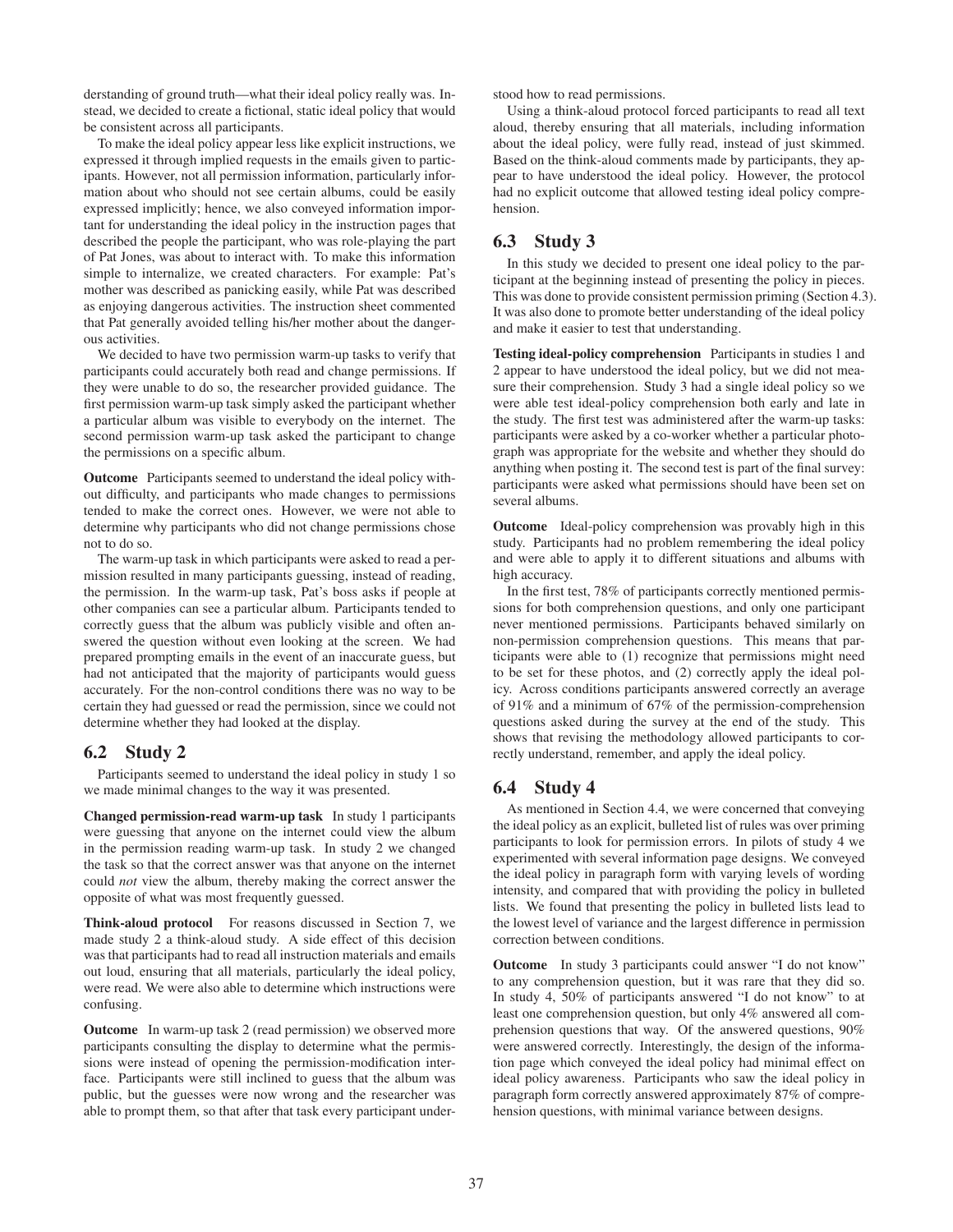derstanding of ground truth—what their ideal policy really was. Instead, we decided to create a fictional, static ideal policy that would be consistent across all participants.

To make the ideal policy appear less like explicit instructions, we expressed it through implied requests in the emails given to participants. However, not all permission information, particularly information about who should not see certain albums, could be easily expressed implicitly; hence, we also conveyed information important for understanding the ideal policy in the instruction pages that described the people the participant, who was role-playing the part of Pat Jones, was about to interact with. To make this information simple to internalize, we created characters. For example: Pat's mother was described as panicking easily, while Pat was described as enjoying dangerous activities. The instruction sheet commented that Pat generally avoided telling his/her mother about the dangerous activities.

We decided to have two permission warm-up tasks to verify that participants could accurately both read and change permissions. If they were unable to do so, the researcher provided guidance. The first permission warm-up task simply asked the participant whether a particular album was visible to everybody on the internet. The second permission warm-up task asked the participant to change the permissions on a specific album.

**Outcome** Participants seemed to understand the ideal policy without difficulty, and participants who made changes to permissions tended to make the correct ones. However, we were not able to determine why participants who did not change permissions chose not to do so.

The warm-up task in which participants were asked to read a permission resulted in many participants guessing, instead of reading, the permission. In the warm-up task, Pat's boss asks if people at other companies can see a particular album. Participants tended to correctly guess that the album was publicly visible and often answered the question without even looking at the screen. We had prepared prompting emails in the event of an inaccurate guess, but had not anticipated that the majority of participants would guess accurately. For the non-control conditions there was no way to be certain they had guessed or read the permission, since we could not determine whether they had looked at the display.

## 6.2 Study 2

Participants seemed to understand the ideal policy in study 1 so we made minimal changes to the way it was presented.

**Changed permission-read warm-up task** In study 1 participants were guessing that anyone on the internet could view the album in the permission reading warm-up task. In study 2 we changed the task so that the correct answer was that anyone on the internet could *not* view the album, thereby making the correct answer the opposite of what was most frequently guessed.

**Think-aloud protocol** For reasons discussed in Section 7, we made study 2 a think-aloud study. A side effect of this decision was that participants had to read all instruction materials and emails out loud, ensuring that all materials, particularly the ideal policy, were read. We were also able to determine which instructions were confusing.

**Outcome** In warm-up task 2 (read permission) we observed more participants consulting the display to determine what the permissions were instead of opening the permission-modification interface. Participants were still inclined to guess that the album was public, but the guesses were now wrong and the researcher was able to prompt them, so that after that task every participant understood how to read permissions.

Using a think-aloud protocol forced participants to read all text aloud, thereby ensuring that all materials, including information about the ideal policy, were fully read, instead of just skimmed. Based on the think-aloud comments made by participants, they appear to have understood the ideal policy. However, the protocol had no explicit outcome that allowed testing ideal policy comprehension.

## 6.3 Study 3

In this study we decided to present one ideal policy to the participant at the beginning instead of presenting the policy in pieces. This was done to provide consistent permission priming (Section 4.3). It was also done to promote better understanding of the ideal policy and make it easier to test that understanding.

**Testing ideal-policy comprehension** Participants in studies 1 and 2 appear to have understood the ideal policy, but we did not measure their comprehension. Study 3 had a single ideal policy so we were able test ideal-policy comprehension both early and late in the study. The first test was administered after the warm-up tasks: participants were asked by a co-worker whether a particular photograph was appropriate for the website and whether they should do anything when posting it. The second test is part of the final survey: participants were asked what permissions should have been set on several albums.

**Outcome** Ideal-policy comprehension was provably high in this study. Participants had no problem remembering the ideal policy and were able to apply it to different situations and albums with high accuracy.

In the first test, 78% of participants correctly mentioned permissions for both comprehension questions, and only one participant never mentioned permissions. Participants behaved similarly on non-permission comprehension questions. This means that participants were able to (1) recognize that permissions might need to be set for these photos, and (2) correctly apply the ideal policy. Across conditions participants answered correctly an average of 91% and a minimum of 67% of the permission-comprehension questions asked during the survey at the end of the study. This shows that revising the methodology allowed participants to correctly understand, remember, and apply the ideal policy.

## 6.4 Study 4

As mentioned in Section 4.4, we were concerned that conveying the ideal policy as an explicit, bulleted list of rules was over priming participants to look for permission errors. In pilots of study 4 we experimented with several information page designs. We conveyed the ideal policy in paragraph form with varying levels of wording intensity, and compared that with providing the policy in bulleted lists. We found that presenting the policy in bulleted lists lead to the lowest level of variance and the largest difference in permission correction between conditions.

**Outcome** In study 3 participants could answer "I do not know" to any comprehension question, but it was rare that they did so. In study 4, 50% of participants answered "I do not know" to at least one comprehension question, but only 4% answered all comprehension questions that way. Of the answered questions, 90% were answered correctly. Interestingly, the design of the information page which conveyed the ideal policy had minimal effect on ideal policy awareness. Participants who saw the ideal policy in paragraph form correctly answered approximately 87% of comprehension questions, with minimal variance between designs.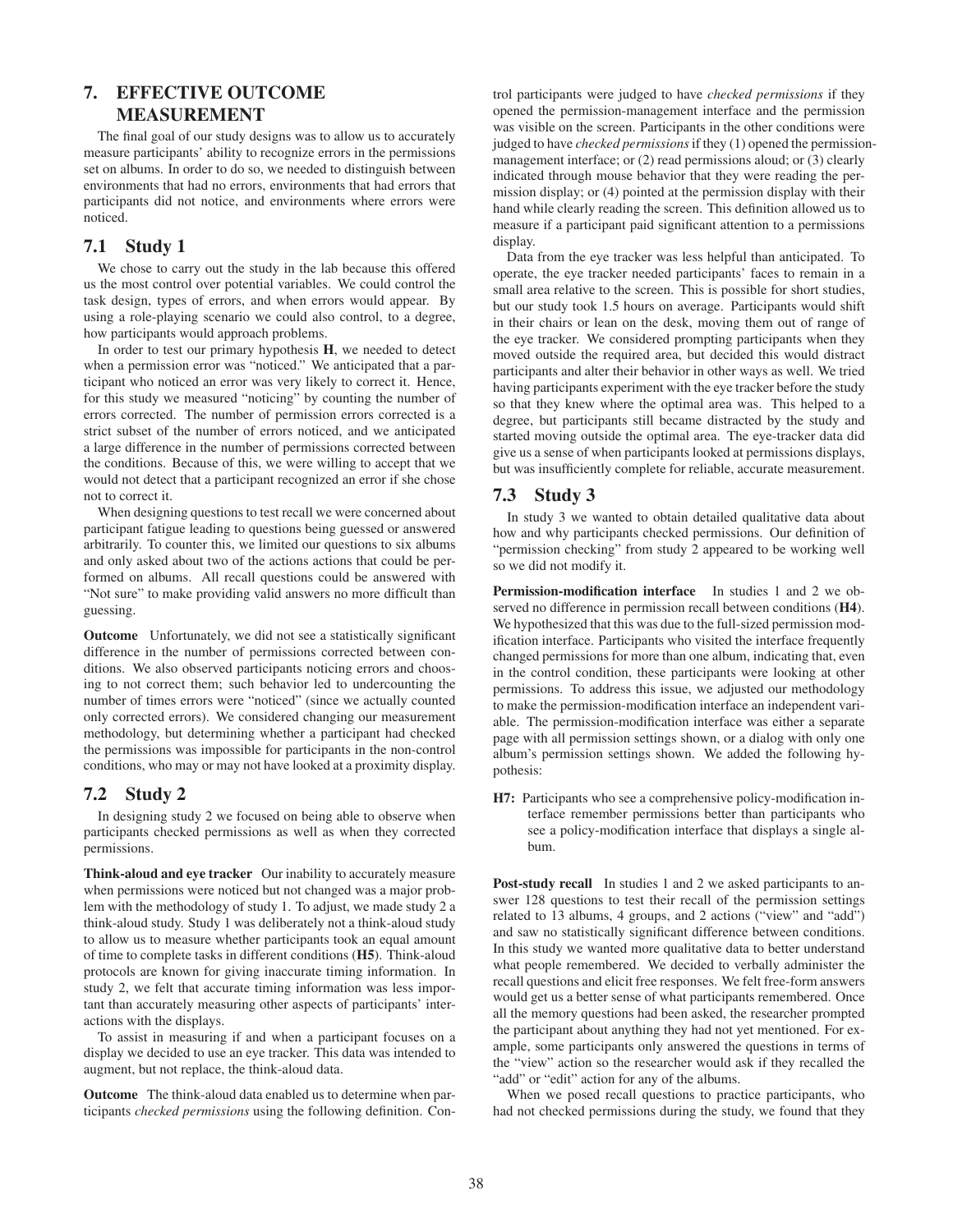## 7. EFFECTIVE OUTCOME MEASUREMENT

The final goal of our study designs was to allow us to accurately measure participants' ability to recognize errors in the permissions set on albums. In order to do so, we needed to distinguish between environments that had no errors, environments that had errors that participants did not notice, and environments where errors were noticed.

### 7.1 Study 1

We chose to carry out the study in the lab because this offered us the most control over potential variables. We could control the task design, types of errors, and when errors would appear. By using a role-playing scenario we could also control, to a degree, how participants would approach problems.

In order to test our primary hypothesis **H**, we needed to detect when a permission error was "noticed." We anticipated that a participant who noticed an error was very likely to correct it. Hence, for this study we measured "noticing" by counting the number of errors corrected. The number of permission errors corrected is a strict subset of the number of errors noticed, and we anticipated a large difference in the number of permissions corrected between the conditions. Because of this, we were willing to accept that we would not detect that a participant recognized an error if she chose not to correct it.

When designing questions to test recall we were concerned about participant fatigue leading to questions being guessed or answered arbitrarily. To counter this, we limited our questions to six albums and only asked about two of the actions actions that could be performed on albums. All recall questions could be answered with "Not sure" to make providing valid answers no more difficult than guessing.

**Outcome** Unfortunately, we did not see a statistically significant difference in the number of permissions corrected between conditions. We also observed participants noticing errors and choosing to not correct them; such behavior led to undercounting the number of times errors were "noticed" (since we actually counted only corrected errors). We considered changing our measurement methodology, but determining whether a participant had checked the permissions was impossible for participants in the non-control conditions, who may or may not have looked at a proximity display.

### 7.2 Study 2

In designing study 2 we focused on being able to observe when participants checked permissions as well as when they corrected permissions.

**Think-aloud and eye tracker** Our inability to accurately measure when permissions were noticed but not changed was a major problem with the methodology of study 1. To adjust, we made study 2 a think-aloud study. Study 1 was deliberately not a think-aloud study to allow us to measure whether participants took an equal amount of time to complete tasks in different conditions (**H5**). Think-aloud protocols are known for giving inaccurate timing information. In study 2, we felt that accurate timing information was less important than accurately measuring other aspects of participants' interactions with the displays.

To assist in measuring if and when a participant focuses on a display we decided to use an eye tracker. This data was intended to augment, but not replace, the think-aloud data.

**Outcome** The think-aloud data enabled us to determine when participants *checked permissions* using the following definition. Control participants were judged to have *checked permissions* if they opened the permission-management interface and the permission was visible on the screen. Participants in the other conditions were judged to have *checked permissions* if they (1) opened the permission-management interface; or (2) read permissions aloud; or (3) clearly indicated through mouse behavior that they were reading the permission display; or (4) pointed at the permission display with their hand while clearly reading the screen. This definition allowed us to measure if a participant paid significant attention to a permissions display.

Data from the eye tracker was less helpful than anticipated. To operate, the eye tracker needed participants' faces to remain in a small area relative to the screen. This is possible for short studies, but our study took 1.5 hours on average. Participants would shift in their chairs or lean on the desk, moving them out of range of the eye tracker. We considered prompting participants when they moved outside the required area, but decided this would distract participants and alter their behavior in other ways as well. We tried having participants experiment with the eye tracker before the study so that they knew where the optimal area was. This helped to a degree, but participants still became distracted by the study and started moving outside the optimal area. The eye-tracker data did give us a sense of when participants looked at permissions displays, but was insufficiently complete for reliable, accurate measurement.

### 7.3 Study 3

In study 3 we wanted to obtain detailed qualitative data about how and why participants checked permissions. Our definition of "permission checking" from study 2 appeared to be working well so we did not modify it.

**Permission-modification interface** In studies 1 and 2 we observed no difference in permission recall between conditions (**H4**). We hypothesized that this was due to the full-sized permission modification interface. Participants who visited the interface frequently changed permissions for more than one album, indicating that, even in the control condition, these participants were looking at other permissions. To address this issue, we adjusted our methodology to make the permission-modification interface an independent variable. The permission-modification interface was either a separate page with all permission settings shown, or a dialog with only one album's permission settings shown. We added the following hypothesis:

- **H7:** Participants who see a comprehensive policy-modification interface remember permissions better than participants who see a policy-modification interface that displays a single album.

**Post-study recall** In studies 1 and 2 we asked participants to answer 128 questions to test their recall of the permission settings related to 13 albums, 4 groups, and 2 actions ("view" and "add") and saw no statistically significant difference between conditions. In this study we wanted more qualitative data to better understand what people remembered. We decided to verbally administer the recall questions and elicit free responses. We felt free-form answers would get us a better sense of what participants remembered. Once all the memory questions had been asked, the researcher prompted the participant about anything they had not yet mentioned. For example, some participants only answered the questions in terms of the "view" action so the researcher would ask if they recalled the "add" or "edit" action for any of the albums.

When we posed recall questions to practice participants, who had not checked permissions during the study, we found that they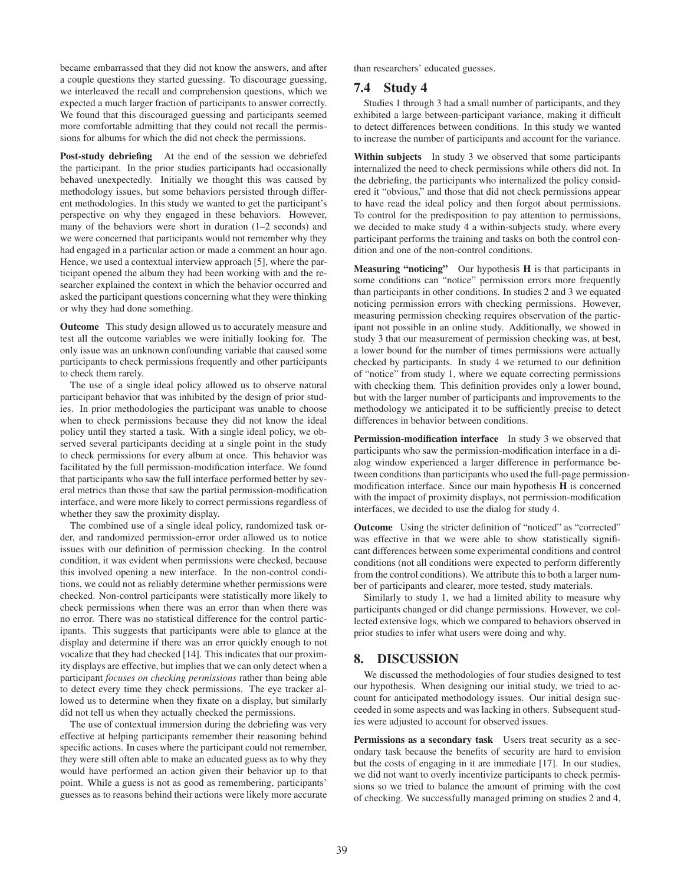became embarrassed that they did not know the answers, and after a couple questions they started guessing. To discourage guessing, we interleaved the recall and comprehension questions, which we expected a much larger fraction of participants to answer correctly. We found that this discouraged guessing and participants seemed more comfortable admitting that they could not recall the permissions for albums for which the did not check the permissions.

**Post-study debriefing** At the end of the session we debriefed the participant. In the prior studies participants had occasionally behaved unexpectedly. Initially we thought this was caused by methodology issues, but some behaviors persisted through different methodologies. In this study we wanted to get the participant's perspective on why they engaged in these behaviors. However, many of the behaviors were short in duration (1–2 seconds) and we were concerned that participants would not remember why they had engaged in a particular action or made a comment an hour ago. Hence, we used a contextual interview approach [5], where the participant opened the album they had been working with and the researcher explained the context in which the behavior occurred and asked the participant questions concerning what they were thinking or why they had done something.

**Outcome** This study design allowed us to accurately measure and test all the outcome variables we were initially looking for. The only issue was an unknown confounding variable that caused some participants to check permissions frequently and other participants to check them rarely.

The use of a single ideal policy allowed us to observe natural participant behavior that was inhibited by the design of prior studies. In prior methodologies the participant was unable to choose when to check permissions because they did not know the ideal policy until they started a task. With a single ideal policy, we observed several participants deciding at a single point in the study to check permissions for every album at once. This behavior was facilitated by the full permission-modification interface. We found that participants who saw the full interface performed better by several metrics than those that saw the partial permission-modification interface, and were more likely to correct permissions regardless of whether they saw the proximity display.

The combined use of a single ideal policy, randomized task order, and randomized permission-error order allowed us to notice issues with our definition of permission checking. In the control condition, it was evident when permissions were checked, because this involved opening a new interface. In the non-control conditions, we could not as reliably determine whether permissions were checked. Non-control participants were statistically more likely to check permissions when there was an error than when there was no error. There was no statistical difference for the control participants. This suggests that participants were able to glance at the display and determine if there was an error quickly enough to not vocalize that they had checked [14]. This indicates that our proximity displays are effective, but implies that we can only detect when a participant *focuses on checking permissions* rather than being able to detect every time they check permissions. The eye tracker allowed us to determine when they fixate on a display, but similarly did not tell us when they actually checked the permissions.

The use of contextual immersion during the debriefing was very effective at helping participants remember their reasoning behind specific actions. In cases where the participant could not remember, they were still often able to make an educated guess as to why they would have performed an action given their behavior up to that point. While a guess is not as good as remembering, participants' guesses as to reasons behind their actions were likely more accurate than researchers' educated guesses.

## 7.4 Study 4

Studies 1 through 3 had a small number of participants, and they exhibited a large between-participant variance, making it difficult to detect differences between conditions. In this study we wanted to increase the number of participants and account for the variance.

**Within subjects** In study 3 we observed that some participants internalized the need to check permissions while others did not. In the debriefing, the participants who internalized the policy considered it "obvious," and those that did not check permissions appear to have read the ideal policy and then forgot about permissions. To control for the predisposition to pay attention to permissions, we decided to make study 4 a within-subjects study, where every participant performs the training and tasks on both the control condition and one of the non-control conditions.

**Measuring "noticing"** Our hypothesis **H** is that participants in some conditions can "notice" permission errors more frequently than participants in other conditions. In studies 2 and 3 we equated noticing permission errors with checking permissions. However, measuring permission checking requires observation of the participant not possible in an online study. Additionally, we showed in study 3 that our measurement of permission checking was, at best, a lower bound for the number of times permissions were actually checked by participants. In study 4 we returned to our definition of "notice" from study 1, where we equate correcting permissions with checking them. This definition provides only a lower bound, but with the larger number of participants and improvements to the methodology we anticipated it to be sufficiently precise to detect differences in behavior between conditions.

**Permission-modification interface** In study 3 we observed that participants who saw the permission-modification interface in a dialog window experienced a larger difference in performance between conditions than participants who used the full-page permission-modification interface. Since our main hypothesis **H** is concerned with the impact of proximity displays, not permission-modification interfaces, we decided to use the dialog for study 4.

**Outcome** Using the stricter definition of "noticed" as "corrected" was effective in that we were able to show statistically significant differences between some experimental conditions and control conditions (not all conditions were expected to perform differently from the control conditions). We attribute this to both a larger number of participants and clearer, more tested, study materials.

Similarly to study 1, we had a limited ability to measure why participants changed or did change permissions. However, we collected extensive logs, which we compared to behaviors observed in prior studies to infer what users were doing and why.

# 8. DISCUSSION

We discussed the methodologies of four studies designed to test our hypothesis. When designing our initial study, we tried to account for anticipated methodology issues. Our initial design succeeded in some aspects and was lacking in others. Subsequent studies were adjusted to account for observed issues.

**Permissions as a secondary task** Users treat security as a secondary task because the benefits of security are hard to envision but the costs of engaging in it are immediate [17]. In our studies, we did not want to overly incentivize participants to check permissions so we tried to balance the amount of priming with the cost of checking. We successfully managed priming on studies 2 and 4,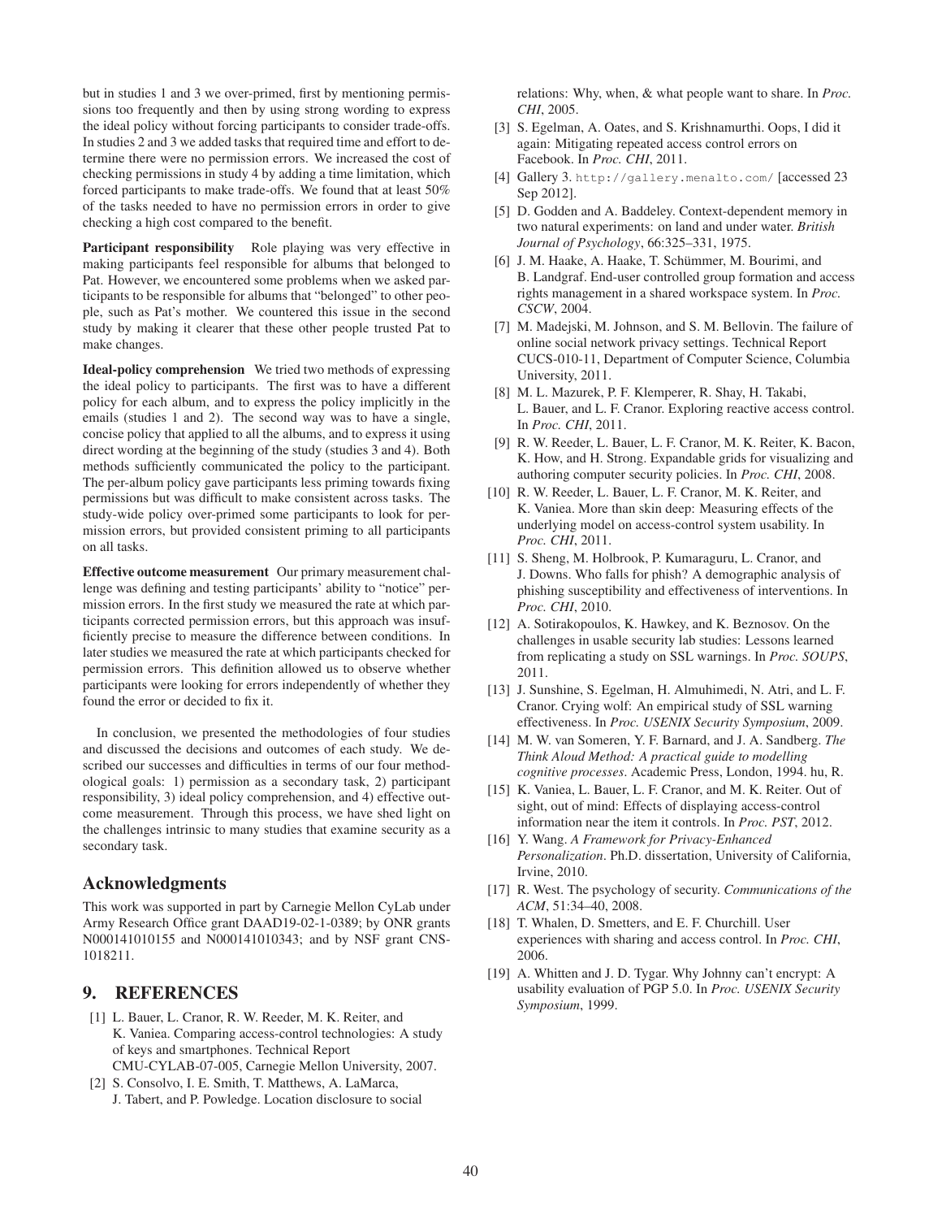but in studies 1 and 3 we over-primed, first by mentioning permissions too frequently and then by using strong wording to express the ideal policy without forcing participants to consider trade-offs. In studies 2 and 3 we added tasks that required time and effort to determine there were no permission errors. We increased the cost of checking permissions in study 4 by adding a time limitation, which forced participants to make trade-offs. We found that at least 50% of the tasks needed to have no permission errors in order to give checking a high cost compared to the benefit.

**Participant responsibility** Role playing was very effective in making participants feel responsible for albums that belonged to Pat. However, we encountered some problems when we asked participants to be responsible for albums that "belonged" to other people, such as Pat's mother. We countered this issue in the second study by making it clearer that these other people trusted Pat to make changes.

**Ideal-policy comprehension** We tried two methods of expressing the ideal policy to participants. The first was to have a different policy for each album, and to express the policy implicitly in the emails (studies 1 and 2). The second way was to have a single, concise policy that applied to all the albums, and to express it using direct wording at the beginning of the study (studies 3 and 4). Both methods sufficiently communicated the policy to the participant. The per-album policy gave participants less priming towards fixing permissions but was difficult to make consistent across tasks. The study-wide policy over-primed some participants to look for permission errors, but provided consistent priming to all participants on all tasks.

**Effective outcome measurement** Our primary measurement challenge was defining and testing participants' ability to "notice" permission errors. In the first study we measured the rate at which participants corrected permission errors, but this approach was insufficiently precise to measure the difference between conditions. In later studies we measured the rate at which participants checked for permission errors. This definition allowed us to observe whether participants were looking for errors independently of whether they found the error or decided to fix it.

In conclusion, we presented the methodologies of four studies and discussed the decisions and outcomes of each study. We described our successes and difficulties in terms of our four methodological goals: 1) permission as a secondary task, 2) participant responsibility, 3) ideal policy comprehension, and 4) effective outcome measurement. Through this process, we have shed light on the challenges intrinsic to many studies that examine security as a secondary task.

## Acknowledgments

This work was supported in part by Carnegie Mellon CyLab under Army Research Office grant DAAD19-02-1-0389; by ONR grants N000141010155 and N000141010343; and by NSF grant CNS-1018211.

## 9. REFERENCES

[1] L. Bauer, L. Cranor, R. W. Reeder, M. K. Reiter, and K. Vaniea. Comparing access-control technologies: A study of keys and smartphones. Technical Report CMU-CYLAB-07-005, Carnegie Mellon University, 2007.

[2] S. Consolvo, I. E. Smith, T. Matthews, A. LaMarca, J. Tabert, and P. Powledge. Location disclosure to social relations: Why, when, & what people want to share. In *Proc. CHI*, 2005.

[3] S. Egelman, A. Oates, and S. Krishnamurthi. Oops, I did it again: Mitigating repeated access control errors on Facebook. In *Proc. CHI*, 2011.

[4] Gallery 3. `http://gallery.menalto.com/` [accessed 23 Sep 2012].

[5] D. Godden and A. Baddeley. Context-dependent memory in two natural experiments: on land and under water. *British Journal of Psychology*, 66:325–331, 1975.

[6] J. M. Haake, A. Haake, T. Schümmer, M. Bourimi, and B. Landgraf. End-user controlled group formation and access rights management in a shared workspace system. In *Proc. CSCW*, 2004.

[7] M. Madejski, M. Johnson, and S. M. Bellovin. The failure of online social network privacy settings. Technical Report CUCS-010-11, Department of Computer Science, Columbia University, 2011.

[8] M. L. Mazurek, P. F. Klemperer, R. Shay, H. Takabi, L. Bauer, and L. F. Cranor. Exploring reactive access control. In *Proc. CHI*, 2011.

[9] R. W. Reeder, L. Bauer, L. F. Cranor, M. K. Reiter, K. Bacon, K. How, and H. Strong. Expandable grids for visualizing and authoring computer security policies. In *Proc. CHI*, 2008.

[10] R. W. Reeder, L. Bauer, L. F. Cranor, M. K. Reiter, and K. Vaniea. More than skin deep: Measuring effects of the underlying model on access-control system usability. In *Proc. CHI*, 2011.

[11] S. Sheng, M. Holbrook, P. Kumaraguru, L. Cranor, and J. Downs. Who falls for phish? A demographic analysis of phishing susceptibility and effectiveness of interventions. In *Proc. CHI*, 2010.

[12] A. Sotirakopoulos, K. Hawkey, and K. Beznosov. On the challenges in usable security lab studies: Lessons learned from replicating a study on SSL warnings. In *Proc. SOUPS*, 2011.

[13] J. Sunshine, S. Egelman, H. Almuhimedi, N. Atri, and L. F. Cranor. Crying wolf: An empirical study of SSL warning effectiveness. In *Proc. USENIX Security Symposium*, 2009.

[14] M. W. van Someren, Y. F. Barnard, and J. A. Sandberg. *The Think Aloud Method: A practical guide to modelling cognitive processes*. Academic Press, London, 1994. hu, R.

[15] K. Vaniea, L. Bauer, L. F. Cranor, and M. K. Reiter. Out of sight, out of mind: Effects of displaying access-control information near the item it controls. In *Proc. PST*, 2012.

[16] Y. Wang. *A Framework for Privacy-Enhanced Personalization*. Ph.D. dissertation, University of California, Irvine, 2010.

[17] R. West. The psychology of security. *Communications of the ACM*, 51:34–40, 2008.

[18] T. Whalen, D. Smetters, and E. F. Churchill. User experiences with sharing and access control. In *Proc. CHI*, 2006.

[19] A. Whitten and J. D. Tygar. Why Johnny can't encrypt: A usability evaluation of PGP 5.0. In *Proc. USENIX Security Symposium*, 1999.